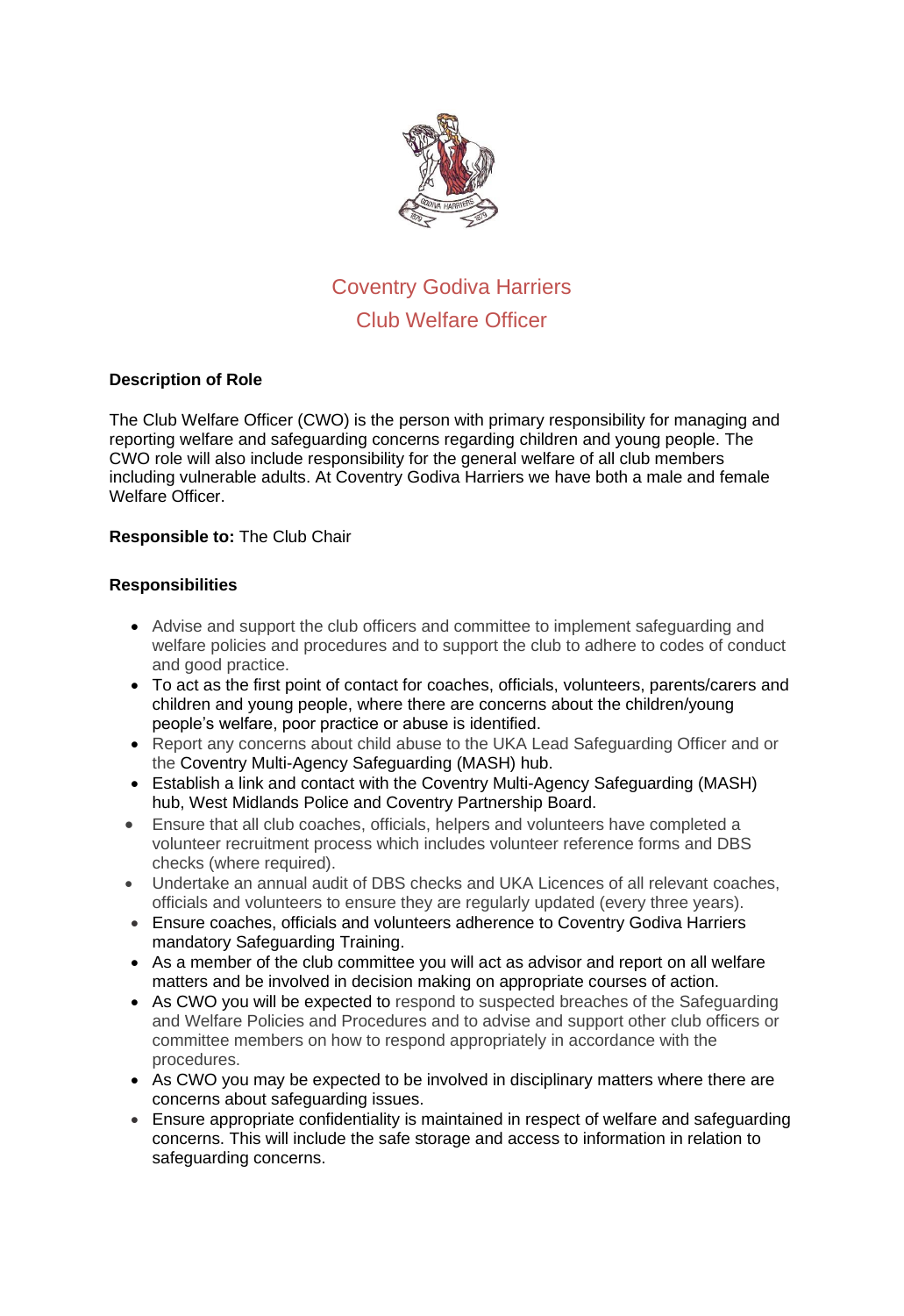# Coventry Godiva Harriers
## Club Welfare Officer

**Description of Role**

The Club Welfare Officer (CWO) is the person with primary responsibility for managing and reporting welfare and safeguarding concerns regarding children and young people. The CWO role will also include responsibility for the general welfare of all club members including vulnerable adults. At Coventry Godiva Harriers we have both a male and female Welfare Officer.

**Responsible to:** The Club Chair

**Responsibilities**

- Advise and support the club officers and committee to implement safeguarding and welfare policies and procedures and to support the club to adhere to codes of conduct and good practice.
- To act as the first point of contact for coaches, officials, volunteers, parents/carers and children and young people, where there are concerns about the children/young people's welfare, poor practice or abuse is identified.
- Report any concerns about child abuse to the UKA Lead Safeguarding Officer and or the Coventry Multi-Agency Safeguarding (MASH) hub.
- Establish a link and contact with the Coventry Multi-Agency Safeguarding (MASH) hub, West Midlands Police and Coventry Partnership Board.
- Ensure that all club coaches, officials, helpers and volunteers have completed a volunteer recruitment process which includes volunteer reference forms and DBS checks (where required).
- Undertake an annual audit of DBS checks and UKA Licences of all relevant coaches, officials and volunteers to ensure they are regularly updated (every three years).
- Ensure coaches, officials and volunteers adherence to Coventry Godiva Harriers mandatory Safeguarding Training.
- As a member of the club committee you will act as advisor and report on all welfare matters and be involved in decision making on appropriate courses of action.
- As CWO you will be expected to respond to suspected breaches of the Safeguarding and Welfare Policies and Procedures and to advise and support other club officers or committee members on how to respond appropriately in accordance with the procedures.
- As CWO you may be expected to be involved in disciplinary matters where there are concerns about safeguarding issues.
- Ensure appropriate confidentiality is maintained in respect of welfare and safeguarding concerns. This will include the safe storage and access to information in relation to safeguarding concerns.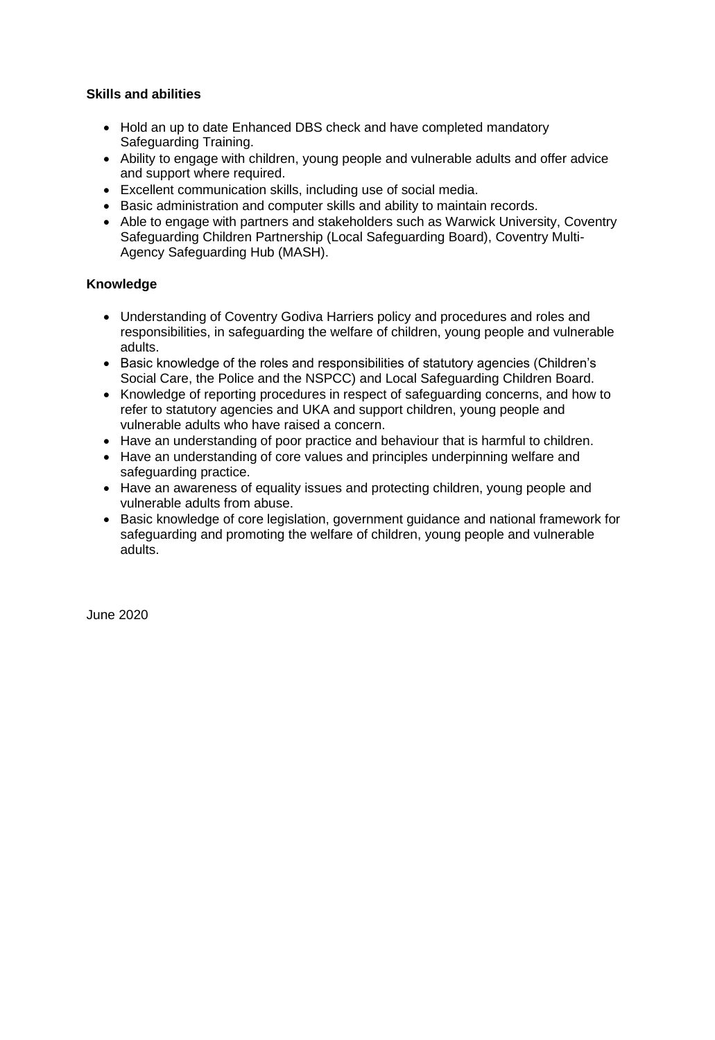**Skills and abilities**

- Hold an up to date Enhanced DBS check and have completed mandatory Safeguarding Training.
- Ability to engage with children, young people and vulnerable adults and offer advice and support where required.
- Excellent communication skills, including use of social media.
- Basic administration and computer skills and ability to maintain records.
- Able to engage with partners and stakeholders such as Warwick University, Coventry Safeguarding Children Partnership (Local Safeguarding Board), Coventry Multi-Agency Safeguarding Hub (MASH).

**Knowledge**

- Understanding of Coventry Godiva Harriers policy and procedures and roles and responsibilities, in safeguarding the welfare of children, young people and vulnerable adults.
- Basic knowledge of the roles and responsibilities of statutory agencies (Children's Social Care, the Police and the NSPCC) and Local Safeguarding Children Board.
- Knowledge of reporting procedures in respect of safeguarding concerns, and how to refer to statutory agencies and UKA and support children, young people and vulnerable adults who have raised a concern.
- Have an understanding of poor practice and behaviour that is harmful to children.
- Have an understanding of core values and principles underpinning welfare and safeguarding practice.
- Have an awareness of equality issues and protecting children, young people and vulnerable adults from abuse.
- Basic knowledge of core legislation, government guidance and national framework for safeguarding and promoting the welfare of children, young people and vulnerable adults.

June 2020